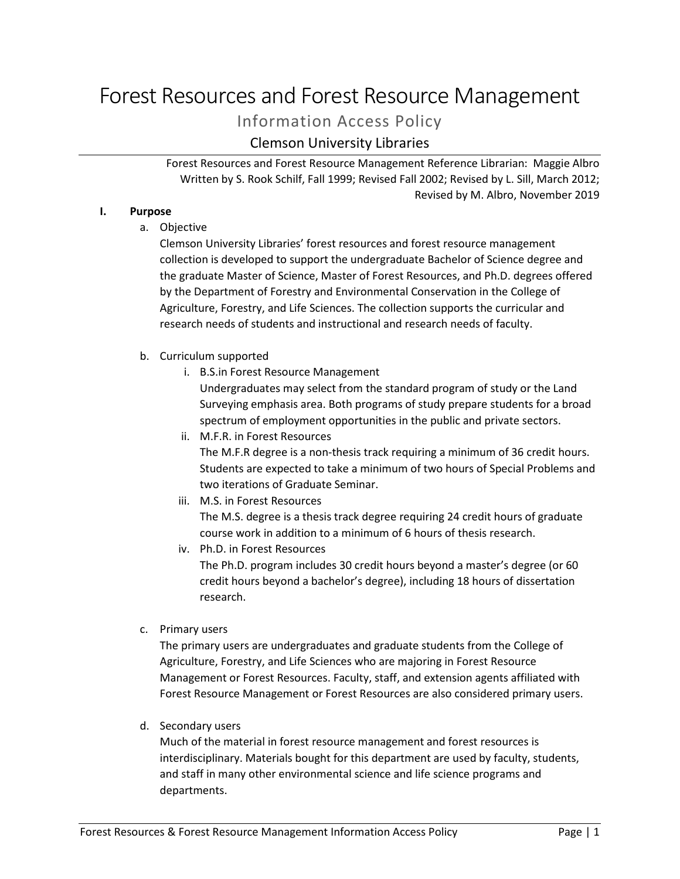# Forest Resources and Forest Resource Management

## Information Access Policy

### Clemson University Libraries

Forest Resources and Forest Resource Management Reference Librarian: Maggie Albro
Written by S. Rook Schilf, Fall 1999; Revised Fall 2002; Revised by L. Sill, March 2012;
Revised by M. Albro, November 2019

**I. Purpose**

a. Objective

Clemson University Libraries' forest resources and forest resource management collection is developed to support the undergraduate Bachelor of Science degree and the graduate Master of Science, Master of Forest Resources, and Ph.D. degrees offered by the Department of Forestry and Environmental Conservation in the College of Agriculture, Forestry, and Life Sciences. The collection supports the curricular and research needs of students and instructional and research needs of faculty.

b. Curriculum supported

i. B.S.in Forest Resource Management

Undergraduates may select from the standard program of study or the Land Surveying emphasis area. Both programs of study prepare students for a broad spectrum of employment opportunities in the public and private sectors.

ii. M.F.R. in Forest Resources

The M.F.R degree is a non-thesis track requiring a minimum of 36 credit hours. Students are expected to take a minimum of two hours of Special Problems and two iterations of Graduate Seminar.

iii. M.S. in Forest Resources

The M.S. degree is a thesis track degree requiring 24 credit hours of graduate course work in addition to a minimum of 6 hours of thesis research.

iv. Ph.D. in Forest Resources

The Ph.D. program includes 30 credit hours beyond a master's degree (or 60 credit hours beyond a bachelor's degree), including 18 hours of dissertation research.

c. Primary users

The primary users are undergraduates and graduate students from the College of Agriculture, Forestry, and Life Sciences who are majoring in Forest Resource Management or Forest Resources. Faculty, staff, and extension agents affiliated with Forest Resource Management or Forest Resources are also considered primary users.

d. Secondary users

Much of the material in forest resource management and forest resources is interdisciplinary. Materials bought for this department are used by faculty, students, and staff in many other environmental science and life science programs and departments.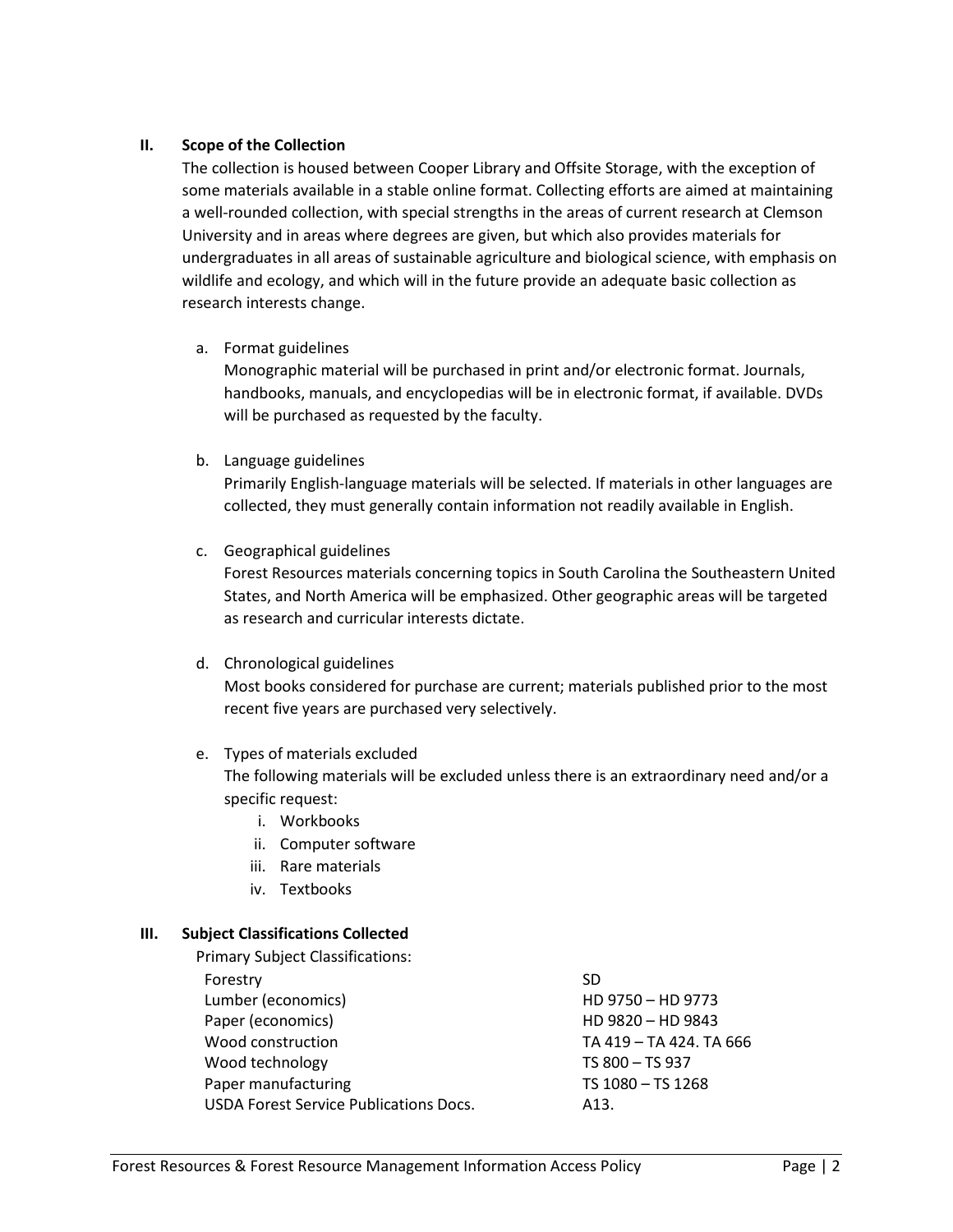## II. Scope of the Collection

The collection is housed between Cooper Library and Offsite Storage, with the exception of some materials available in a stable online format. Collecting efforts are aimed at maintaining a well-rounded collection, with special strengths in the areas of current research at Clemson University and in areas where degrees are given, but which also provides materials for undergraduates in all areas of sustainable agriculture and biological science, with emphasis on wildlife and ecology, and which will in the future provide an adequate basic collection as research interests change.

a. Format guidelines

   Monographic material will be purchased in print and/or electronic format. Journals, handbooks, manuals, and encyclopedias will be in electronic format, if available. DVDs will be purchased as requested by the faculty.

b. Language guidelines

   Primarily English-language materials will be selected. If materials in other languages are collected, they must generally contain information not readily available in English.

c. Geographical guidelines

   Forest Resources materials concerning topics in South Carolina the Southeastern United States, and North America will be emphasized. Other geographic areas will be targeted as research and curricular interests dictate.

d. Chronological guidelines

   Most books considered for purchase are current; materials published prior to the most recent five years are purchased very selectively.

e. Types of materials excluded

   The following materials will be excluded unless there is an extraordinary need and/or a specific request:

   i. Workbooks
   ii. Computer software
   iii. Rare materials
   iv. Textbooks

## III. Subject Classifications Collected

Primary Subject Classifications:

| | |
|---|---|
| Forestry | SD |
| Lumber (economics) | HD 9750 – HD 9773 |
| Paper (economics) | HD 9820 – HD 9843 |
| Wood construction | TA 419 – TA 424. TA 666 |
| Wood technology | TS 800 – TS 937 |
| Paper manufacturing | TS 1080 – TS 1268 |
| USDA Forest Service Publications Docs. | A13. |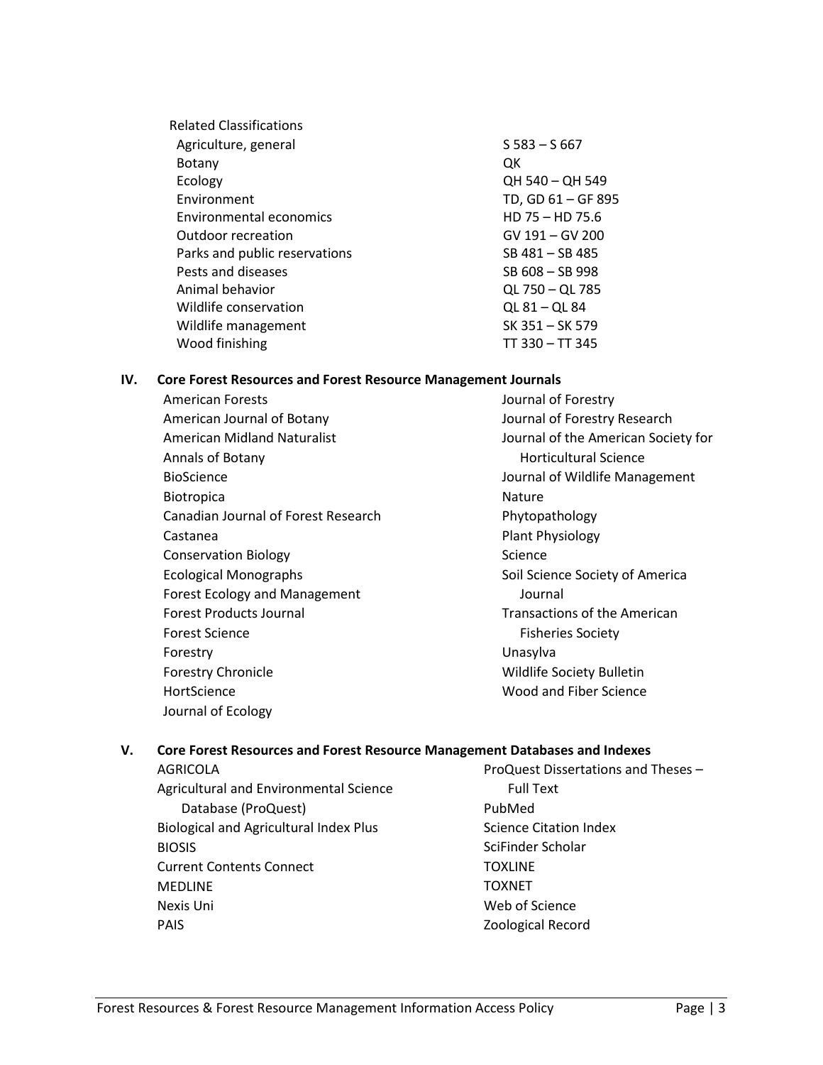Related Classifications

| | |
|---|---|
| Agriculture, general | S 583 – S 667 |
| Botany | QK |
| Ecology | QH 540 – QH 549 |
| Environment | TD, GD 61 – GF 895 |
| Environmental economics | HD 75 – HD 75.6 |
| Outdoor recreation | GV 191 – GV 200 |
| Parks and public reservations | SB 481 – SB 485 |
| Pests and diseases | SB 608 – SB 998 |
| Animal behavior | QL 750 – QL 785 |
| Wildlife conservation | QL 81 – QL 84 |
| Wildlife management | SK 351 – SK 579 |
| Wood finishing | TT 330 – TT 345 |

## IV. Core Forest Resources and Forest Resource Management Journals

- American Forests
- American Journal of Botany
- American Midland Naturalist
- Annals of Botany
- BioScience
- Biotropica
- Canadian Journal of Forest Research
- Castanea
- Conservation Biology
- Ecological Monographs
- Forest Ecology and Management
- Forest Products Journal
- Forest Science
- Forestry
- Forestry Chronicle
- HortScience
- Journal of Ecology
- Journal of Forestry
- Journal of Forestry Research
- Journal of the American Society for Horticultural Science
- Journal of Wildlife Management
- Nature
- Phytopathology
- Plant Physiology
- Science
- Soil Science Society of America Journal
- Transactions of the American Fisheries Society
- Unasylva
- Wildlife Society Bulletin
- Wood and Fiber Science

## V. Core Forest Resources and Forest Resource Management Databases and Indexes

- AGRICOLA
- Agricultural and Environmental Science Database (ProQuest)
- Biological and Agricultural Index Plus
- BIOSIS
- Current Contents Connect
- MEDLINE
- Nexis Uni
- PAIS
- ProQuest Dissertations and Theses – Full Text
- PubMed
- Science Citation Index
- SciFinder Scholar
- TOXLINE
- TOXNET
- Web of Science
- Zoological Record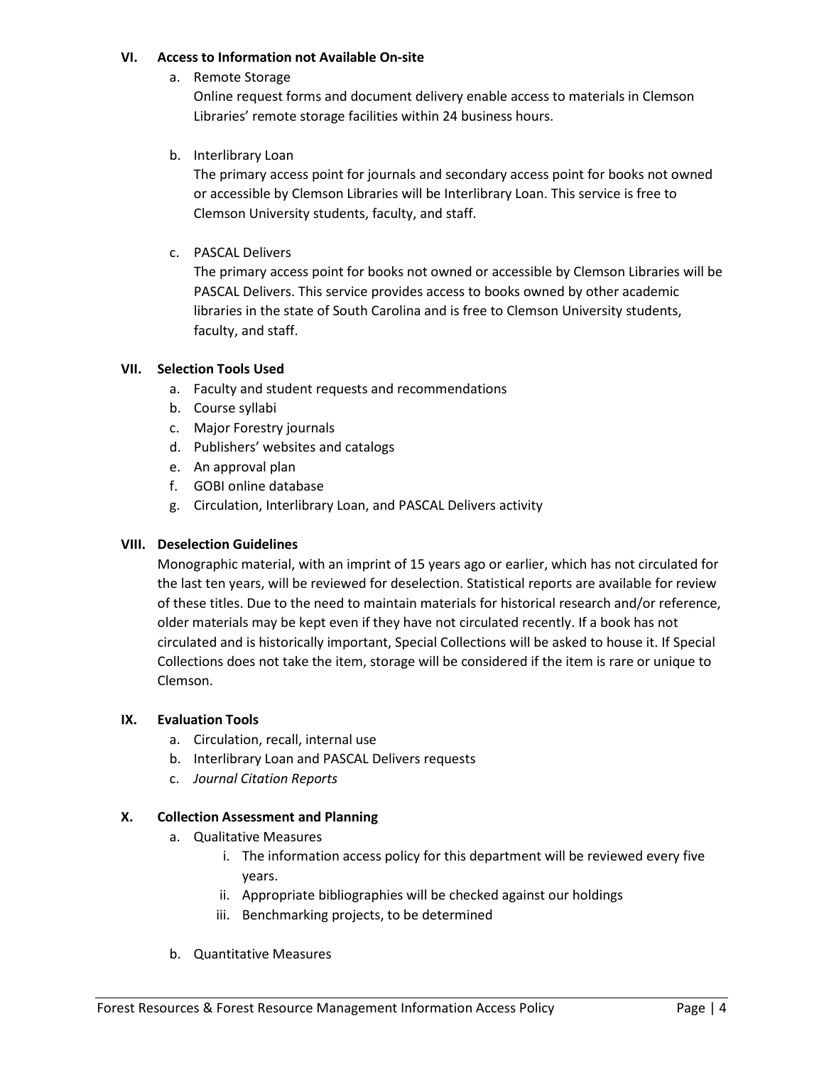## VI. Access to Information not Available On-site

a. Remote Storage

   Online request forms and document delivery enable access to materials in Clemson Libraries' remote storage facilities within 24 business hours.

b. Interlibrary Loan

   The primary access point for journals and secondary access point for books not owned or accessible by Clemson Libraries will be Interlibrary Loan. This service is free to Clemson University students, faculty, and staff.

c. PASCAL Delivers

   The primary access point for books not owned or accessible by Clemson Libraries will be PASCAL Delivers. This service provides access to books owned by other academic libraries in the state of South Carolina and is free to Clemson University students, faculty, and staff.

## VII. Selection Tools Used

a. Faculty and student requests and recommendations
b. Course syllabi
c. Major Forestry journals
d. Publishers' websites and catalogs
e. An approval plan
f. GOBI online database
g. Circulation, Interlibrary Loan, and PASCAL Delivers activity

## VIII. Deselection Guidelines

Monographic material, with an imprint of 15 years ago or earlier, which has not circulated for the last ten years, will be reviewed for deselection. Statistical reports are available for review of these titles. Due to the need to maintain materials for historical research and/or reference, older materials may be kept even if they have not circulated recently. If a book has not circulated and is historically important, Special Collections will be asked to house it. If Special Collections does not take the item, storage will be considered if the item is rare or unique to Clemson.

## IX. Evaluation Tools

a. Circulation, recall, internal use
b. Interlibrary Loan and PASCAL Delivers requests
c. *Journal Citation Reports*

## X. Collection Assessment and Planning

a. Qualitative Measures
   i. The information access policy for this department will be reviewed every five years.
   ii. Appropriate bibliographies will be checked against our holdings
   iii. Benchmarking projects, to be determined

b. Quantitative Measures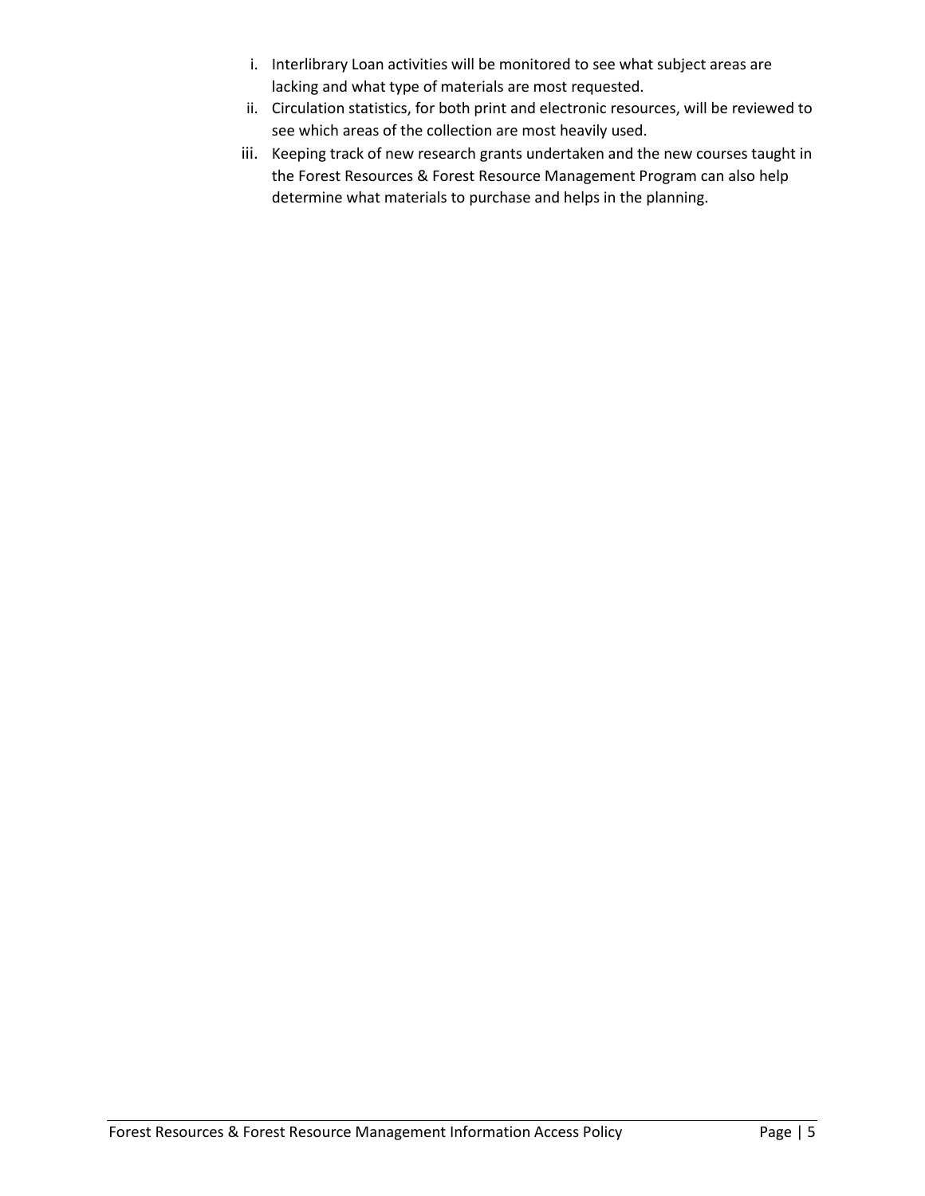i. Interlibrary Loan activities will be monitored to see what subject areas are lacking and what type of materials are most requested.
ii. Circulation statistics, for both print and electronic resources, will be reviewed to see which areas of the collection are most heavily used.
iii. Keeping track of new research grants undertaken and the new courses taught in the Forest Resources & Forest Resource Management Program can also help determine what materials to purchase and helps in the planning.